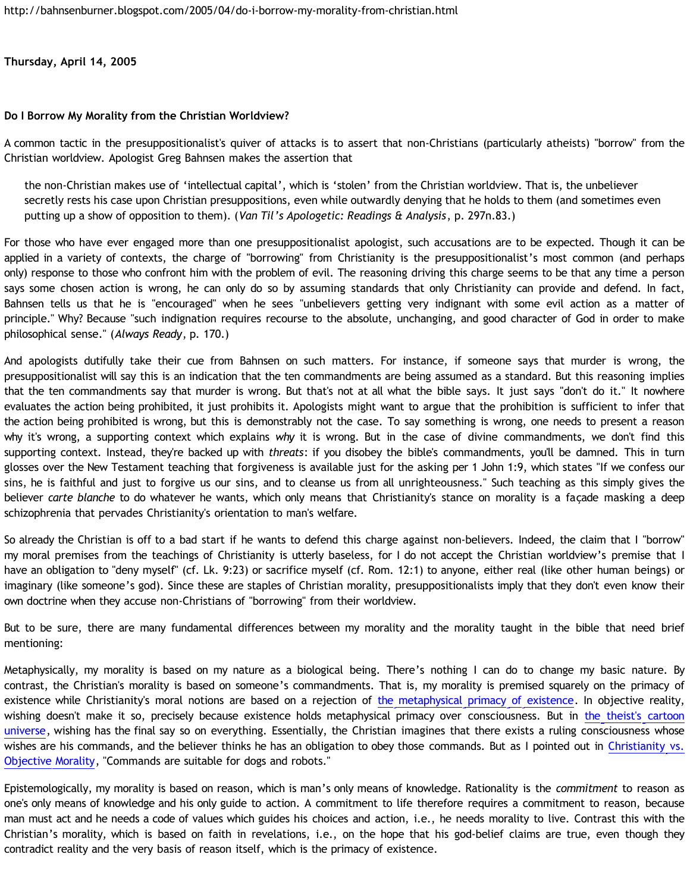http://bahnsenburner.blogspot.com/2005/04/do-i-borrow-my-morality-from-christian.html

**Thursday, April 14, 2005**

**Do I Borrow My Morality from the Christian Worldview?**

A common tactic in the presuppositionalist's quiver of attacks is to assert that non-Christians (particularly atheists) "borrow" from the Christian worldview. Apologist Greg Bahnsen makes the assertion that

> the non-Christian makes use of 'intellectual capital', which is 'stolen' from the Christian worldview. That is, the unbeliever secretly rests his case upon Christian presuppositions, even while outwardly denying that he holds to them (and sometimes even putting up a show of opposition to them). (*Van Til's Apologetic: Readings & Analysis*, p. 297n.83.)

For those who have ever engaged more than one presuppositionalist apologist, such accusations are to be expected. Though it can be applied in a variety of contexts, the charge of "borrowing" from Christianity is the presuppositionalist's most common (and perhaps only) response to those who confront him with the problem of evil. The reasoning driving this charge seems to be that any time a person says some chosen action is wrong, he can only do so by assuming standards that only Christianity can provide and defend. In fact, Bahnsen tells us that he is "encouraged" when he sees "unbelievers getting very indignant with some evil action as a matter of principle." Why? Because "such indignation requires recourse to the absolute, unchanging, and good character of God in order to make philosophical sense." (*Always Ready*, p. 170.)

And apologists dutifully take their cue from Bahnsen on such matters. For instance, if someone says that murder is wrong, the presuppositionalist will say this is an indication that the ten commandments are being assumed as a standard. But this reasoning implies that the ten commandments say that murder is wrong. But that's not at all what the bible says. It just says "don't do it." It nowhere evaluates the action being prohibited, it just prohibits it. Apologists might want to argue that the prohibition is sufficient to infer that the action being prohibited is wrong, but this is demonstrably not the case. To say something is wrong, one needs to present a reason why it's wrong, a supporting context which explains *why* it is wrong. But in the case of divine commandments, we don't find this supporting context. Instead, they're backed up with *threats*: if you disobey the bible's commandments, you'll be damned. This in turn glosses over the New Testament teaching that forgiveness is available just for the asking per 1 John 1:9, which states "If we confess our sins, he is faithful and just to forgive us our sins, and to cleanse us from all unrighteousness." Such teaching as this simply gives the believer *carte blanche* to do whatever he wants, which only means that Christianity's stance on morality is a façade masking a deep schizophrenia that pervades Christianity's orientation to man's welfare.

So already the Christian is off to a bad start if he wants to defend this charge against non-believers. Indeed, the claim that I "borrow" my moral premises from the teachings of Christianity is utterly baseless, for I do not accept the Christian worldview's premise that I have an obligation to "deny myself" (cf. Lk. 9:23) or sacrifice myself (cf. Rom. 12:1) to anyone, either real (like other human beings) or imaginary (like someone's god). Since these are staples of Christian morality, presuppositionalists imply that they don't even know their own doctrine when they accuse non-Christians of "borrowing" from their worldview.

But to be sure, there are many fundamental differences between my morality and the morality taught in the bible that need brief mentioning:

Metaphysically, my morality is based on my nature as a biological being. There's nothing I can do to change my basic nature. By contrast, the Christian's morality is based on someone's commandments. That is, my morality is premised squarely on the primacy of existence while Christianity's moral notions are based on a rejection of the metaphysical primacy of existence. In objective reality, wishing doesn't make it so, precisely because existence holds metaphysical primacy over consciousness. But in the theist's cartoon universe, wishing has the final say so on everything. Essentially, the Christian imagines that there exists a ruling consciousness whose wishes are his commands, and the believer thinks he has an obligation to obey those commands. But as I pointed out in Christianity vs. Objective Morality, "Commands are suitable for dogs and robots."

Epistemologically, my morality is based on reason, which is man's only means of knowledge. Rationality is the *commitment* to reason as one's only means of knowledge and his only guide to action. A commitment to life therefore requires a commitment to reason, because man must act and he needs a code of values which guides his choices and action, i.e., he needs morality to live. Contrast this with the Christian's morality, which is based on faith in revelations, i.e., on the hope that his god-belief claims are true, even though they contradict reality and the very basis of reason itself, which is the primacy of existence.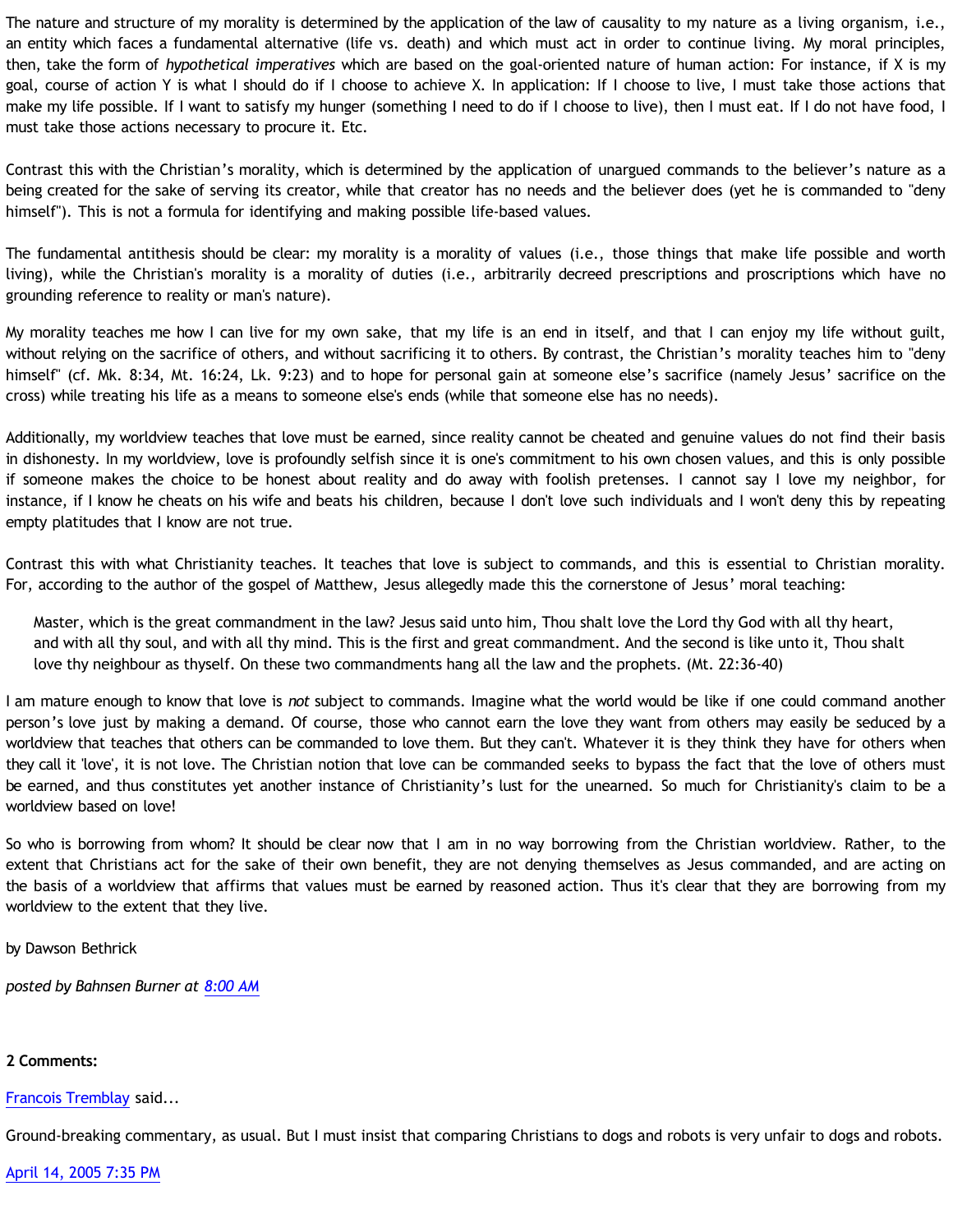The nature and structure of my morality is determined by the application of the law of causality to my nature as a living organism, i.e., an entity which faces a fundamental alternative (life vs. death) and which must act in order to continue living. My moral principles, then, take the form of *hypothetical imperatives* which are based on the goal-oriented nature of human action: For instance, if X is my goal, course of action Y is what I should do if I choose to achieve X. In application: If I choose to live, I must take those actions that make my life possible. If I want to satisfy my hunger (something I need to do if I choose to live), then I must eat. If I do not have food, I must take those actions necessary to procure it. Etc.

Contrast this with the Christian's morality, which is determined by the application of unargued commands to the believer's nature as a being created for the sake of serving its creator, while that creator has no needs and the believer does (yet he is commanded to "deny himself"). This is not a formula for identifying and making possible life-based values.

The fundamental antithesis should be clear: my morality is a morality of values (i.e., those things that make life possible and worth living), while the Christian's morality is a morality of duties (i.e., arbitrarily decreed prescriptions and proscriptions which have no grounding reference to reality or man's nature).

My morality teaches me how I can live for my own sake, that my life is an end in itself, and that I can enjoy my life without guilt, without relying on the sacrifice of others, and without sacrificing it to others. By contrast, the Christian's morality teaches him to "deny himself" (cf. Mk. 8:34, Mt. 16:24, Lk. 9:23) and to hope for personal gain at someone else's sacrifice (namely Jesus' sacrifice on the cross) while treating his life as a means to someone else's ends (while that someone else has no needs).

Additionally, my worldview teaches that love must be earned, since reality cannot be cheated and genuine values do not find their basis in dishonesty. In my worldview, love is profoundly selfish since it is one's commitment to his own chosen values, and this is only possible if someone makes the choice to be honest about reality and do away with foolish pretenses. I cannot say I love my neighbor, for instance, if I know he cheats on his wife and beats his children, because I don't love such individuals and I won't deny this by repeating empty platitudes that I know are not true.

Contrast this with what Christianity teaches. It teaches that love is subject to commands, and this is essential to Christian morality. For, according to the author of the gospel of Matthew, Jesus allegedly made this the cornerstone of Jesus' moral teaching:

> Master, which is the great commandment in the law? Jesus said unto him, Thou shalt love the Lord thy God with all thy heart, and with all thy soul, and with all thy mind. This is the first and great commandment. And the second is like unto it, Thou shalt love thy neighbour as thyself. On these two commandments hang all the law and the prophets. (Mt. 22:36-40)

I am mature enough to know that love is *not* subject to commands. Imagine what the world would be like if one could command another person's love just by making a demand. Of course, those who cannot earn the love they want from others may easily be seduced by a worldview that teaches that others can be commanded to love them. But they can't. Whatever it is they think they have for others when they call it 'love', it is not love. The Christian notion that love can be commanded seeks to bypass the fact that the love of others must be earned, and thus constitutes yet another instance of Christianity's lust for the unearned. So much for Christianity's claim to be a worldview based on love!

So who is borrowing from whom? It should be clear now that I am in no way borrowing from the Christian worldview. Rather, to the extent that Christians act for the sake of their own benefit, they are not denying themselves as Jesus commanded, and are acting on the basis of a worldview that affirms that values must be earned by reasoned action. Thus it's clear that they are borrowing from my worldview to the extent that they live.

by Dawson Bethrick

*posted by Bahnsen Burner at 8:00 AM*

**2 Comments:**

Francois Tremblay said...

Ground-breaking commentary, as usual. But I must insist that comparing Christians to dogs and robots is very unfair to dogs and robots.

April 14, 2005 7:35 PM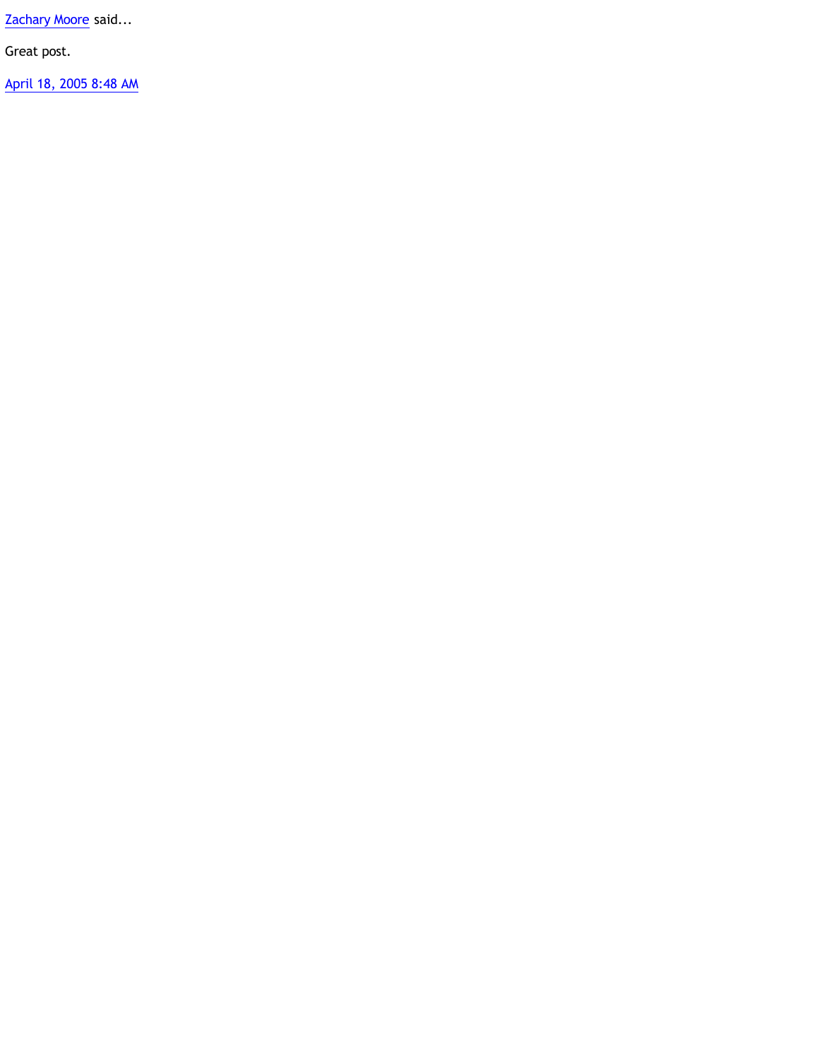[Zachary Moore] said...

Great post.

[April 18, 2005 8:48 AM]